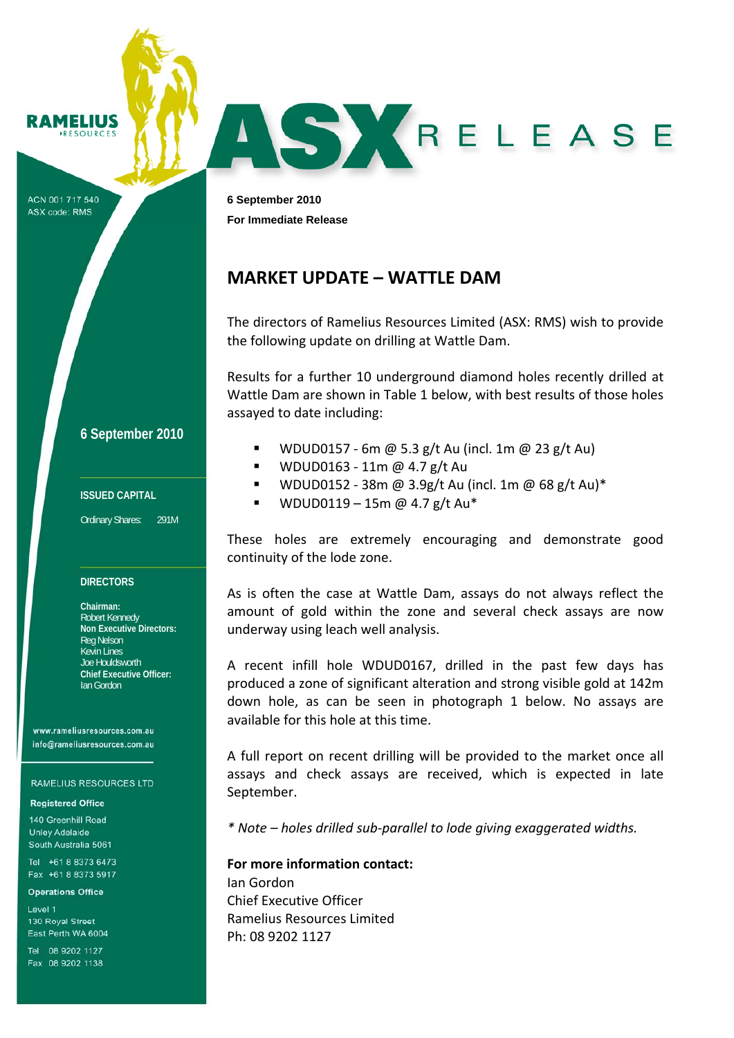RAMELIUS RESOURCES

ACN 001 717 540
ASX code: RMS

# ASX RELEASE

**6 September 2010**

**For Immediate Release**

## MARKET UPDATE – WATTLE DAM

The directors of Ramelius Resources Limited (ASX: RMS) wish to provide the following update on drilling at Wattle Dam.

Results for a further 10 underground diamond holes recently drilled at Wattle Dam are shown in Table 1 below, with best results of those holes assayed to date including:

- WDUD0157 - 6m @ 5.3 g/t Au (incl. 1m @ 23 g/t Au)
- WDUD0163 - 11m @ 4.7 g/t Au
- WDUD0152 - 38m @ 3.9g/t Au (incl. 1m @ 68 g/t Au)*
- WDUD0119 – 15m @ 4.7 g/t Au*

These holes are extremely encouraging and demonstrate good continuity of the lode zone.

As is often the case at Wattle Dam, assays do not always reflect the amount of gold within the zone and several check assays are now underway using leach well analysis.

A recent infill hole WDUD0167, drilled in the past few days has produced a zone of significant alteration and strong visible gold at 142m down hole, as can be seen in photograph 1 below. No assays are available for this hole at this time.

A full report on recent drilling will be provided to the market once all assays and check assays are received, which is expected in late September.

*\* Note – holes drilled sub-parallel to lode giving exaggerated widths.*

**For more information contact:**
Ian Gordon
Chief Executive Officer
Ramelius Resources Limited
Ph: 08 9202 1127

**6 September 2010**

**ISSUED CAPITAL**

Ordinary Shares: 291M

**DIRECTORS**

**Chairman:**
Robert Kennedy
**Non Executive Directors:**
Reg Nelson
Kevin Lines
Joe Houldsworth
**Chief Executive Officer:**
Ian Gordon

www.rameliusresources.com.au
info@rameliusresources.com.au

RAMELIUS RESOURCES LTD

**Registered Office**

140 Greenhill Road
Unley Adelaide
South Australia 5061

Tel +61 8 8373 6473
Fax +61 8 8373 5917

**Operations Office**

Level 1
130 Royal Street
East Perth WA 6004

Tel 08 9202 1127
Fax 08 9202 1138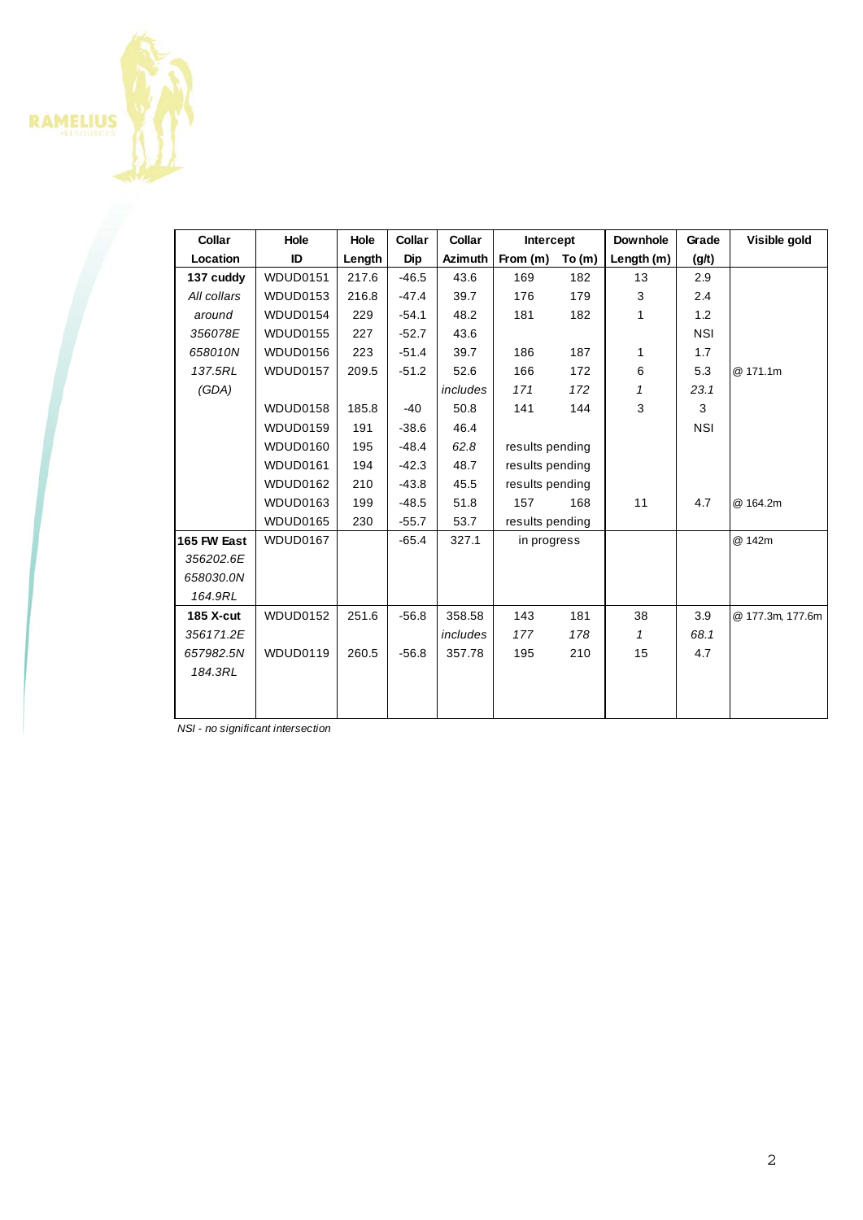| Collar Location | Hole ID | Hole Length | Collar Dip | Collar Azimuth | Intercept From (m) | To (m) | Downhole Length (m) | Grade (g/t) | Visible gold |
|---|---|---|---|---|---|---|---|---|---|
| **137 cuddy** | WDUD0151 | 217.6 | -46.5 | 43.6 | 169 | 182 | 13 | 2.9 | |
| *All collars* | WDUD0153 | 216.8 | -47.4 | 39.7 | 176 | 179 | 3 | 2.4 | |
| *around* | WDUD0154 | 229 | -54.1 | 48.2 | 181 | 182 | 1 | 1.2 | |
| *356078E* | WDUD0155 | 227 | -52.7 | 43.6 | | | | NSI | |
| *658010N* | WDUD0156 | 223 | -51.4 | 39.7 | 186 | 187 | 1 | 1.7 | |
| *137.5RL* | WDUD0157 | 209.5 | -51.2 | 52.6 | 166 | 172 | 6 | 5.3 | @ 171.1m |
| *(GDA)* | | | | *includes* | *171* | *172* | *1* | *23.1* | |
| | WDUD0158 | 185.8 | -40 | 50.8 | 141 | 144 | 3 | 3 | |
| | WDUD0159 | 191 | -38.6 | 46.4 | | | | NSI | |
| | WDUD0160 | 195 | -48.4 | *62.8* | results pending | | | | |
| | WDUD0161 | 194 | -42.3 | 48.7 | results pending | | | | |
| | WDUD0162 | 210 | -43.8 | 45.5 | results pending | | | | |
| | WDUD0163 | 199 | -48.5 | 51.8 | 157 | 168 | 11 | 4.7 | @ 164.2m |
| | WDUD0165 | 230 | -55.7 | 53.7 | results pending | | | | |
| **165 FW East** | WDUD0167 | | -65.4 | 327.1 | in progress | | | | @ 142m |
| *356202.6E* | | | | | | | | | |
| *658030.0N* | | | | | | | | | |
| *164.9RL* | | | | | | | | | |
| **185 X-cut** | WDUD0152 | 251.6 | -56.8 | 358.58 | 143 | 181 | 38 | 3.9 | @ 177.3m, 177.6m |
| *356171.2E* | | | | *includes* | *177* | *178* | *1* | *68.1* | |
| *657982.5N* | WDUD0119 | 260.5 | -56.8 | 357.78 | 195 | 210 | 15 | 4.7 | |
| *184.3RL* | | | | | | | | | |

*NSI - no significant intersection*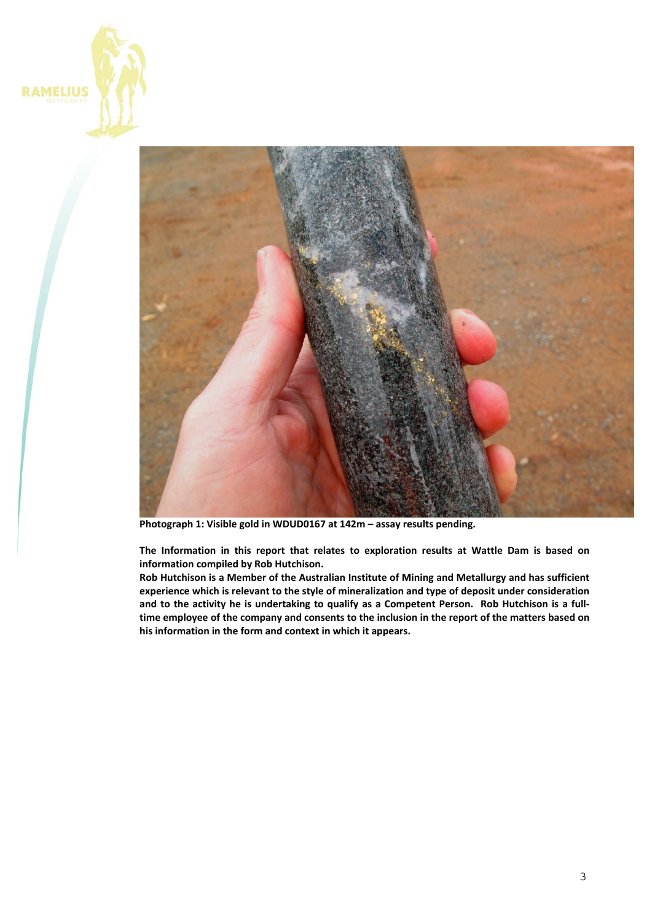**Photograph 1: Visible gold in WDUD0167 at 142m – assay results pending.**

**The Information in this report that relates to exploration results at Wattle Dam is based on information compiled by Rob Hutchison.**

**Rob Hutchison is a Member of the Australian Institute of Mining and Metallurgy and has sufficient experience which is relevant to the style of mineralization and type of deposit under consideration and to the activity he is undertaking to qualify as a Competent Person. Rob Hutchison is a full-time employee of the company and consents to the inclusion in the report of the matters based on his information in the form and context in which it appears.**